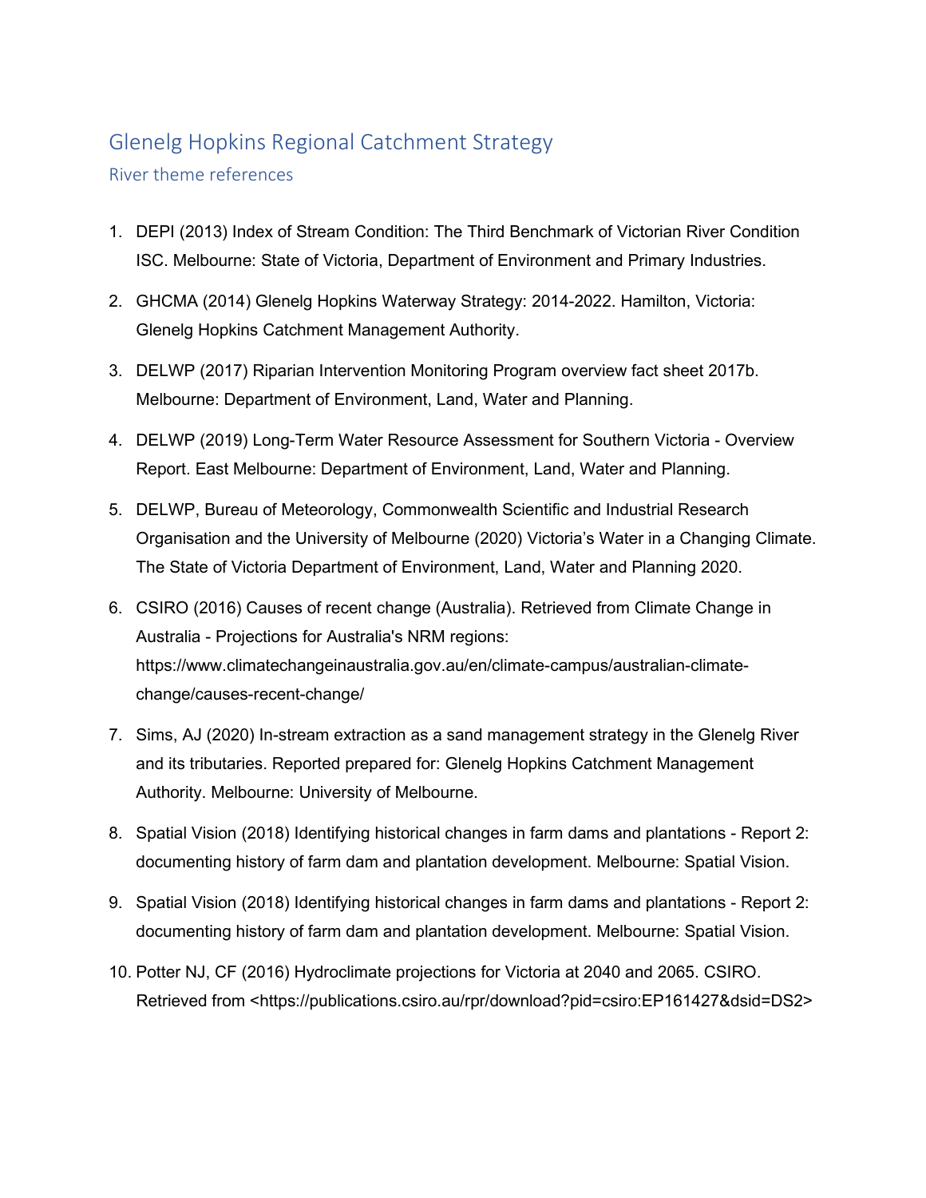# Glenelg Hopkins Regional Catchment Strategy

## River theme references

1. DEPI (2013) Index of Stream Condition: The Third Benchmark of Victorian River Condition ISC. Melbourne: State of Victoria, Department of Environment and Primary Industries.
2. GHCMA (2014) Glenelg Hopkins Waterway Strategy: 2014-2022. Hamilton, Victoria: Glenelg Hopkins Catchment Management Authority.
3. DELWP (2017) Riparian Intervention Monitoring Program overview fact sheet 2017b. Melbourne: Department of Environment, Land, Water and Planning.
4. DELWP (2019) Long-Term Water Resource Assessment for Southern Victoria - Overview Report. East Melbourne: Department of Environment, Land, Water and Planning.
5. DELWP, Bureau of Meteorology, Commonwealth Scientific and Industrial Research Organisation and the University of Melbourne (2020) Victoria's Water in a Changing Climate. The State of Victoria Department of Environment, Land, Water and Planning 2020.
6. CSIRO (2016) Causes of recent change (Australia). Retrieved from Climate Change in Australia - Projections for Australia's NRM regions: https://www.climatechangeinaustralia.gov.au/en/climate-campus/australian-climate-change/causes-recent-change/
7. Sims, AJ (2020) In-stream extraction as a sand management strategy in the Glenelg River and its tributaries. Reported prepared for: Glenelg Hopkins Catchment Management Authority. Melbourne: University of Melbourne.
8. Spatial Vision (2018) Identifying historical changes in farm dams and plantations - Report 2: documenting history of farm dam and plantation development. Melbourne: Spatial Vision.
9. Spatial Vision (2018) Identifying historical changes in farm dams and plantations - Report 2: documenting history of farm dam and plantation development. Melbourne: Spatial Vision.
10. Potter NJ, CF (2016) Hydroclimate projections for Victoria at 2040 and 2065. CSIRO. Retrieved from <https://publications.csiro.au/rpr/download?pid=csiro:EP161427&dsid=DS2>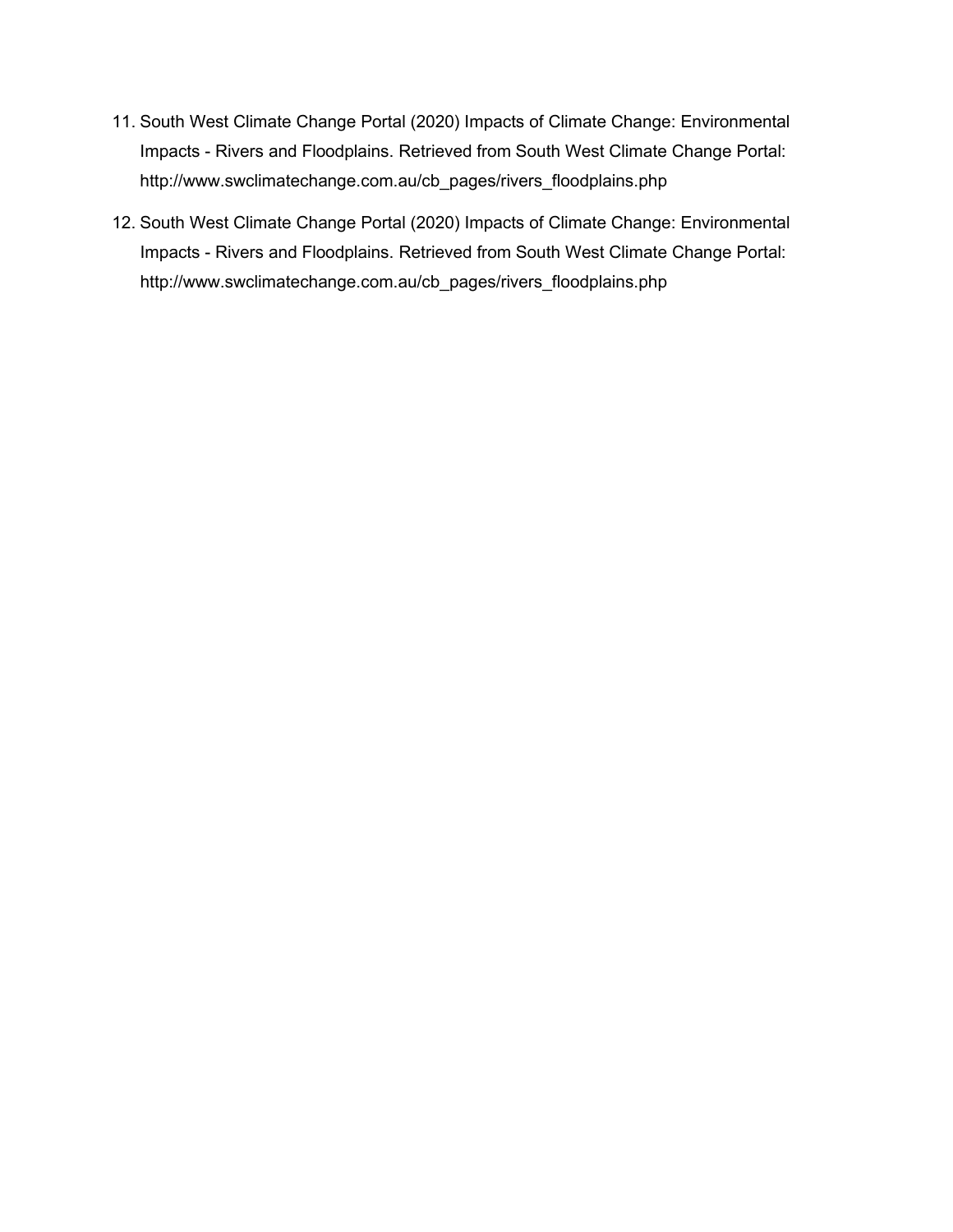11. South West Climate Change Portal (2020) Impacts of Climate Change: Environmental Impacts - Rivers and Floodplains. Retrieved from South West Climate Change Portal: http://www.swclimatechange.com.au/cb_pages/rivers_floodplains.php
12. South West Climate Change Portal (2020) Impacts of Climate Change: Environmental Impacts - Rivers and Floodplains. Retrieved from South West Climate Change Portal: http://www.swclimatechange.com.au/cb_pages/rivers_floodplains.php